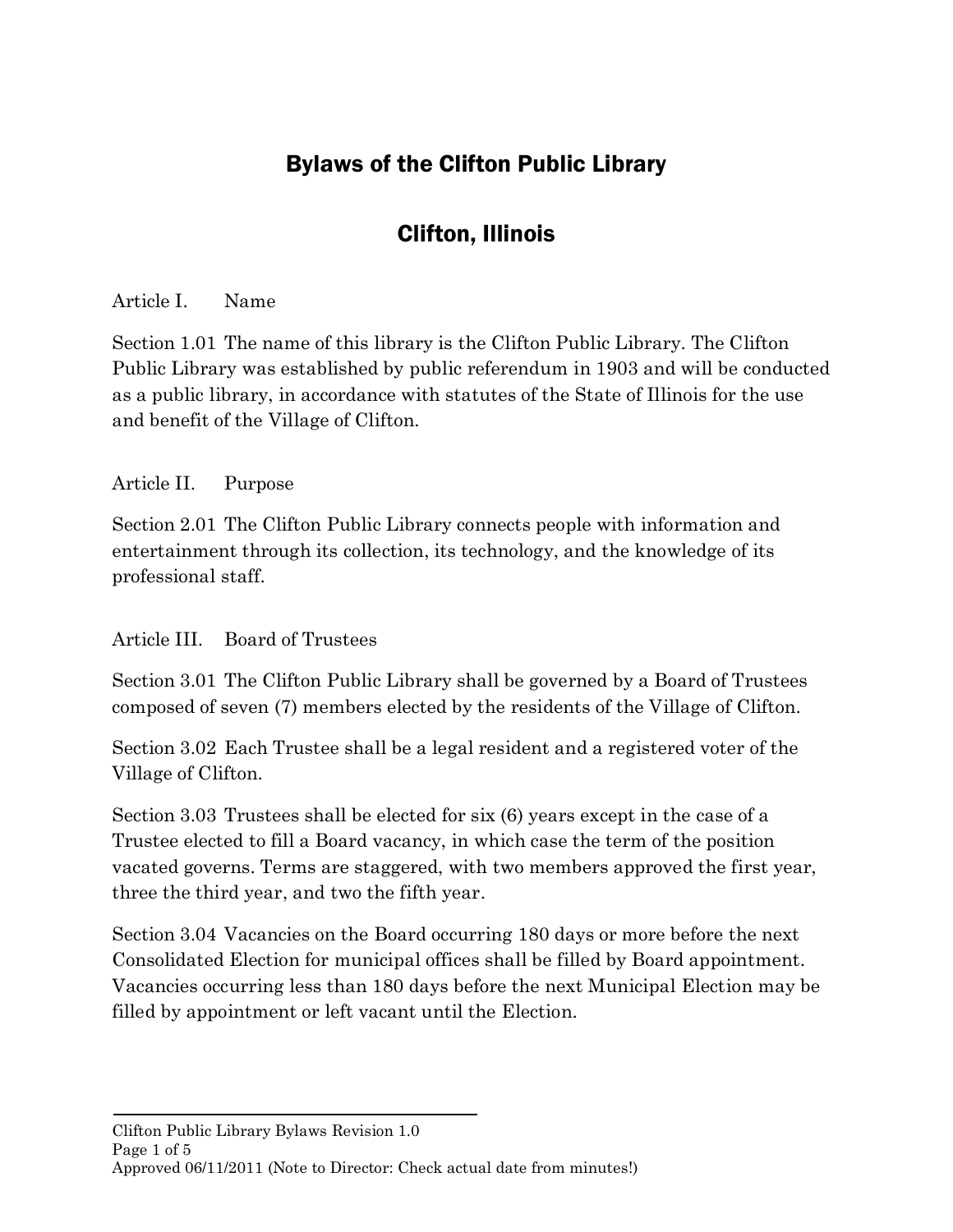# Bylaws of the Clifton Public Library

## Clifton, Illinois

### Article I. Name

Section 1.01 The name of this library is the Clifton Public Library. The Clifton Public Library was established by public referendum in 1903 and will be conducted as a public library, in accordance with statutes of the State of Illinois for the use and benefit of the Village of Clifton.

### Article II. Purpose

Section 2.01 The Clifton Public Library connects people with information and entertainment through its collection, its technology, and the knowledge of its professional staff.

### Article III. Board of Trustees

Section 3.01 The Clifton Public Library shall be governed by a Board of Trustees composed of seven (7) members elected by the residents of the Village of Clifton.

Section 3.02 Each Trustee shall be a legal resident and a registered voter of the Village of Clifton.

Section 3.03 Trustees shall be elected for six (6) years except in the case of a Trustee elected to fill a Board vacancy, in which case the term of the position vacated governs. Terms are staggered, with two members approved the first year, three the third year, and two the fifth year.

Section 3.04 Vacancies on the Board occurring 180 days or more before the next Consolidated Election for municipal offices shall be filled by Board appointment. Vacancies occurring less than 180 days before the next Municipal Election may be filled by appointment or left vacant until the Election.

Clifton Public Library Bylaws Revision 1.0

Approved 06/11/2011 (Note to Director: Check actual date from minutes!)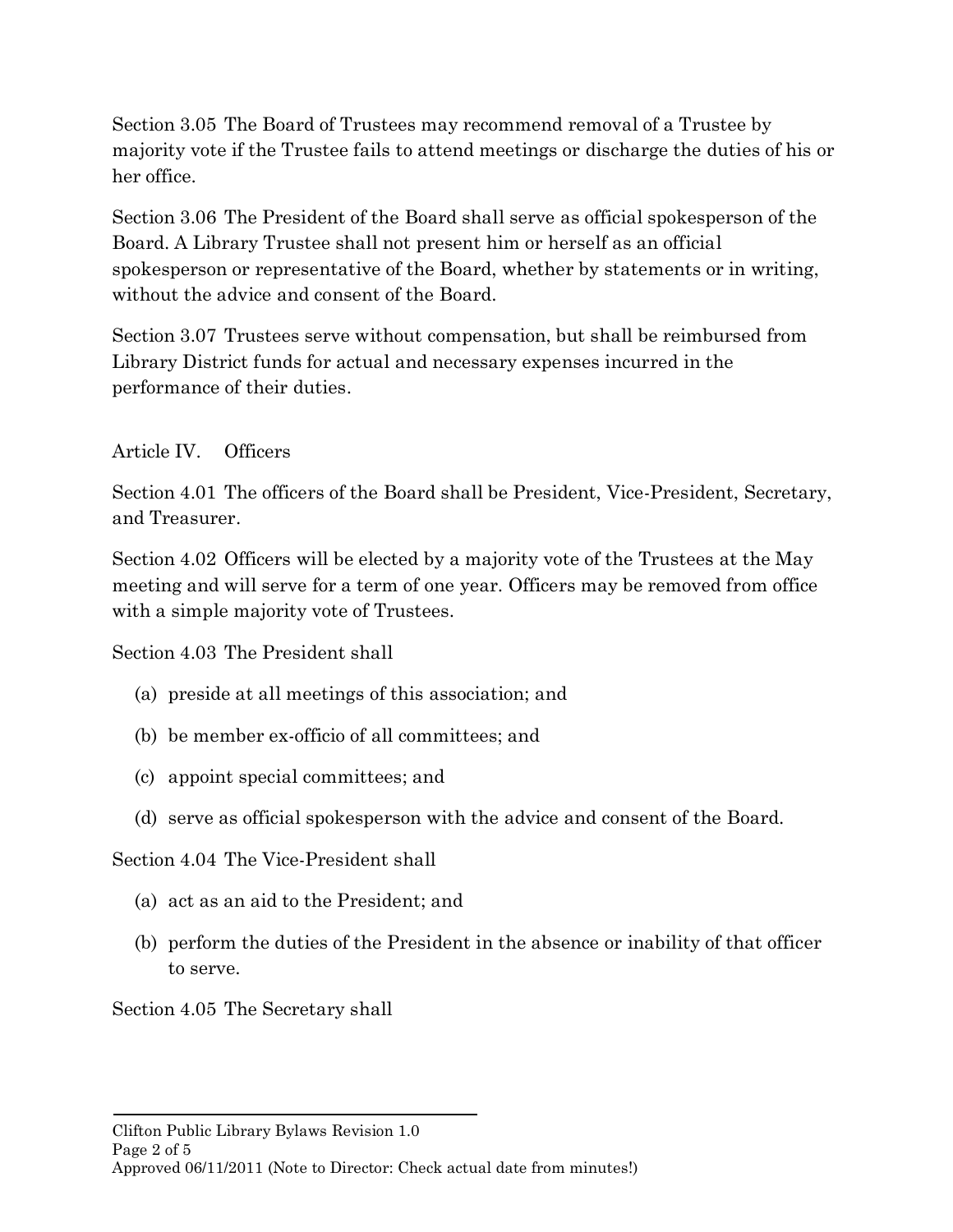Section 3.05 The Board of Trustees may recommend removal of a Trustee by majority vote if the Trustee fails to attend meetings or discharge the duties of his or her office.

Section 3.06 The President of the Board shall serve as official spokesperson of the Board. A Library Trustee shall not present him or herself as an official spokesperson or representative of the Board, whether by statements or in writing, without the advice and consent of the Board.

Section 3.07 Trustees serve without compensation, but shall be reimbursed from Library District funds for actual and necessary expenses incurred in the performance of their duties.

## Article IV. Officers

Section 4.01 The officers of the Board shall be President, Vice-President, Secretary, and Treasurer.

Section 4.02 Officers will be elected by a majority vote of the Trustees at the May meeting and will serve for a term of one year. Officers may be removed from office with a simple majority vote of Trustees.

Section 4.03 The President shall

(a) preside at all meetings of this association; and

(b) be member ex-officio of all committees; and

(c) appoint special committees; and

(d) serve as official spokesperson with the advice and consent of the Board.

Section 4.04 The Vice-President shall

(a) act as an aid to the President; and

(b) perform the duties of the President in the absence or inability of that officer to serve.

Section 4.05 The Secretary shall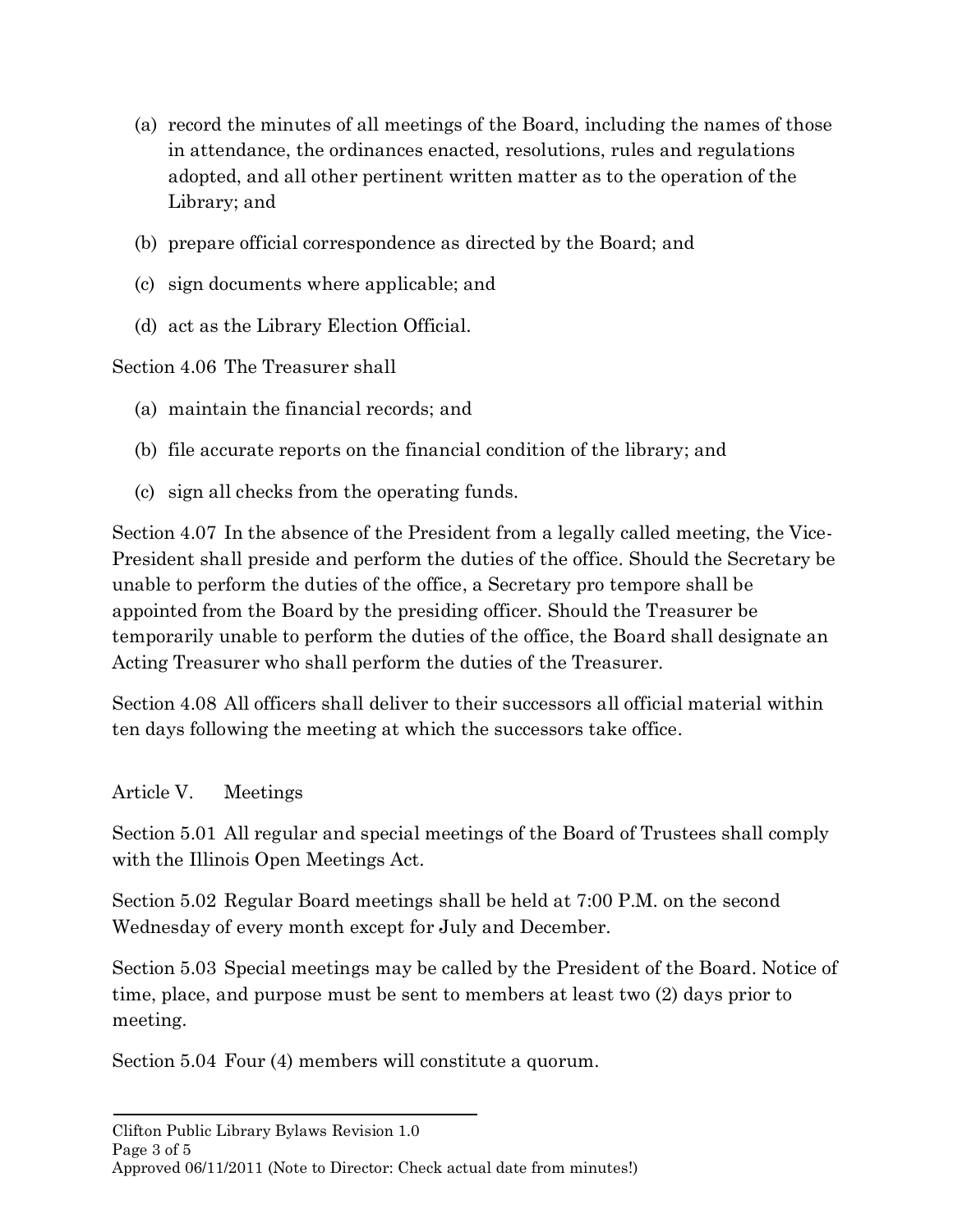(a) record the minutes of all meetings of the Board, including the names of those in attendance, the ordinances enacted, resolutions, rules and regulations adopted, and all other pertinent written matter as to the operation of the Library; and

(b) prepare official correspondence as directed by the Board; and

(c) sign documents where applicable; and

(d) act as the Library Election Official.

Section 4.06 The Treasurer shall

(a) maintain the financial records; and

(b) file accurate reports on the financial condition of the library; and

(c) sign all checks from the operating funds.

Section 4.07 In the absence of the President from a legally called meeting, the Vice-President shall preside and perform the duties of the office. Should the Secretary be unable to perform the duties of the office, a Secretary pro tempore shall be appointed from the Board by the presiding officer. Should the Treasurer be temporarily unable to perform the duties of the office, the Board shall designate an Acting Treasurer who shall perform the duties of the Treasurer.

Section 4.08 All officers shall deliver to their successors all official material within ten days following the meeting at which the successors take office.

## Article V. Meetings

Section 5.01 All regular and special meetings of the Board of Trustees shall comply with the Illinois Open Meetings Act.

Section 5.02 Regular Board meetings shall be held at 7:00 P.M. on the second Wednesday of every month except for July and December.

Section 5.03 Special meetings may be called by the President of the Board. Notice of time, place, and purpose must be sent to members at least two (2) days prior to meeting.

Section 5.04 Four (4) members will constitute a quorum.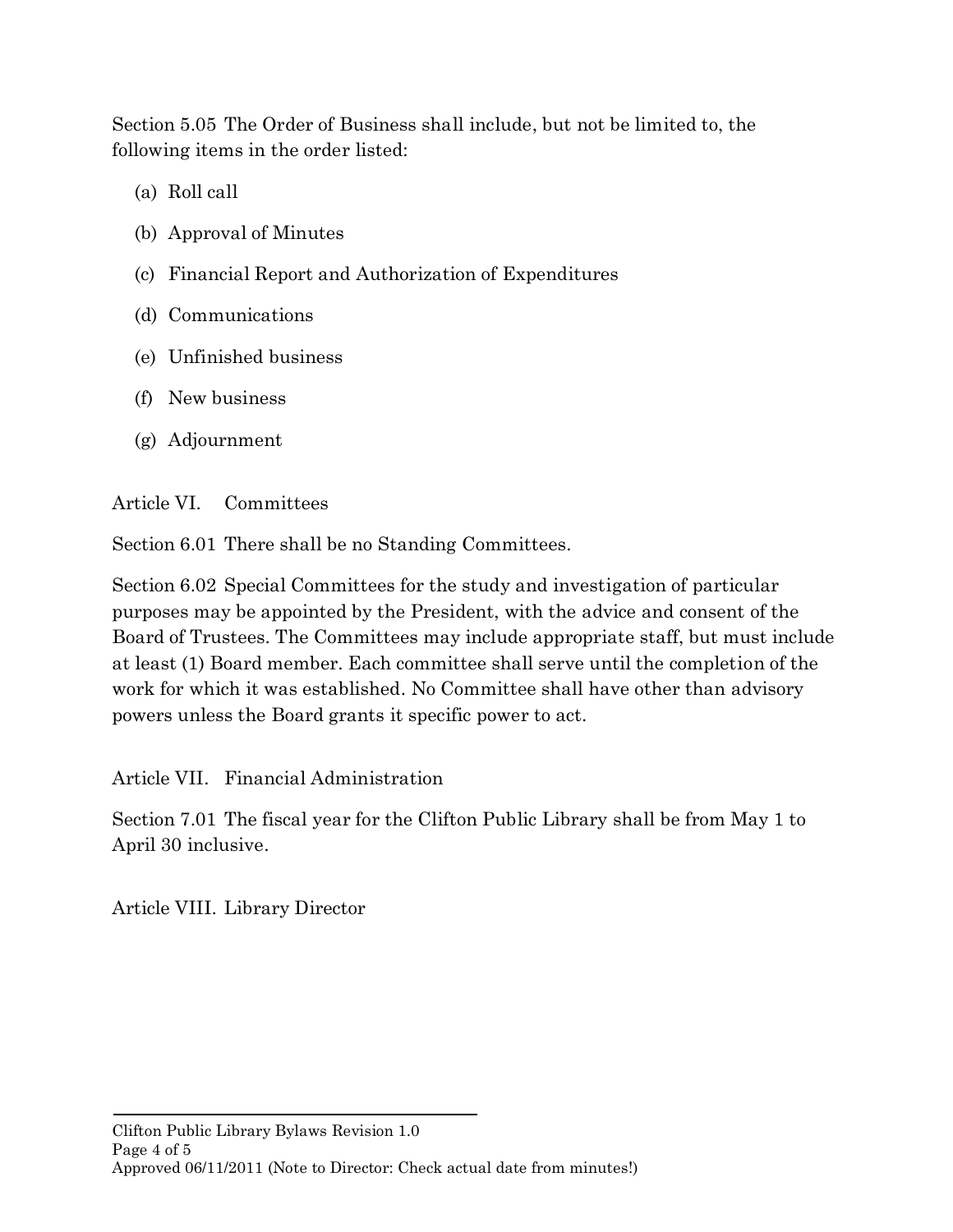Section 5.05 The Order of Business shall include, but not be limited to, the following items in the order listed:

(a) Roll call

(b) Approval of Minutes

(c) Financial Report and Authorization of Expenditures

(d) Communications

(e) Unfinished business

(f) New business

(g) Adjournment

## Article VI. Committees

Section 6.01 There shall be no Standing Committees.

Section 6.02 Special Committees for the study and investigation of particular purposes may be appointed by the President, with the advice and consent of the Board of Trustees. The Committees may include appropriate staff, but must include at least (1) Board member. Each committee shall serve until the completion of the work for which it was established. No Committee shall have other than advisory powers unless the Board grants it specific power to act.

## Article VII. Financial Administration

Section 7.01 The fiscal year for the Clifton Public Library shall be from May 1 to April 30 inclusive.

## Article VIII. Library Director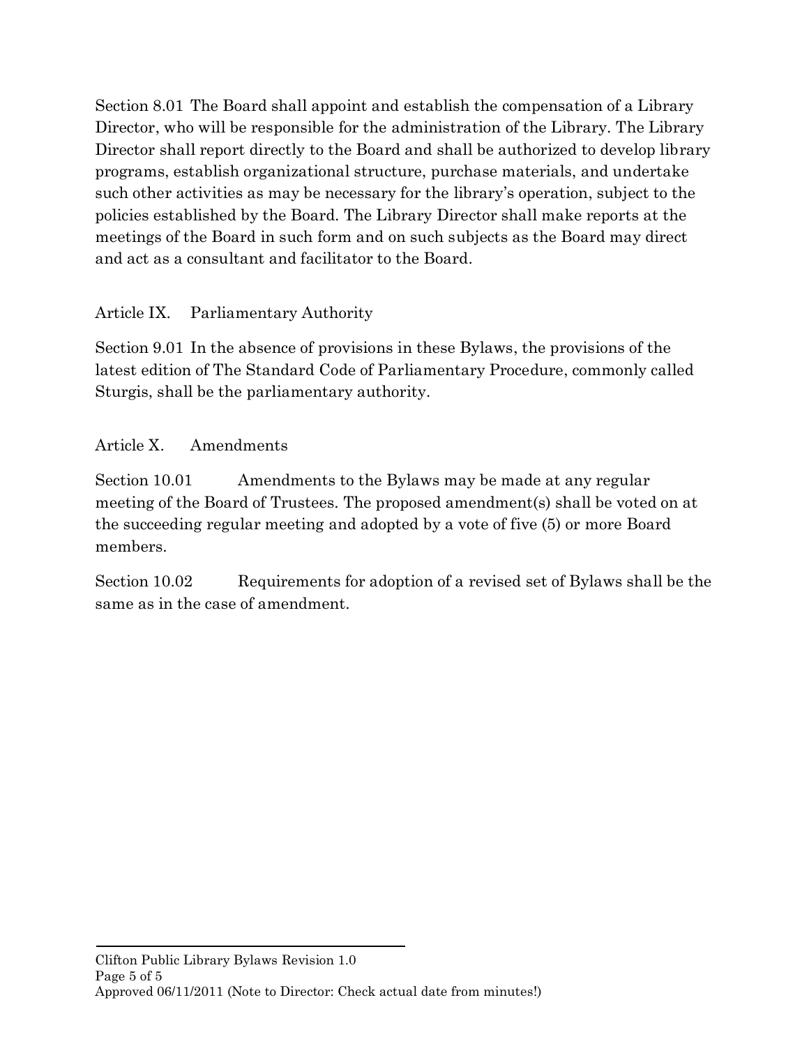Section 8.01 The Board shall appoint and establish the compensation of a Library Director, who will be responsible for the administration of the Library. The Library Director shall report directly to the Board and shall be authorized to develop library programs, establish organizational structure, purchase materials, and undertake such other activities as may be necessary for the library's operation, subject to the policies established by the Board. The Library Director shall make reports at the meetings of the Board in such form and on such subjects as the Board may direct and act as a consultant and facilitator to the Board.

## Article IX. Parliamentary Authority

Section 9.01 In the absence of provisions in these Bylaws, the provisions of the latest edition of The Standard Code of Parliamentary Procedure, commonly called Sturgis, shall be the parliamentary authority.

## Article X. Amendments

Section 10.01 Amendments to the Bylaws may be made at any regular meeting of the Board of Trustees. The proposed amendment(s) shall be voted on at the succeeding regular meeting and adopted by a vote of five (5) or more Board members.

Section 10.02 Requirements for adoption of a revised set of Bylaws shall be the same as in the case of amendment.

Clifton Public Library Bylaws Revision 1.0
Approved 06/11/2011 (Note to Director: Check actual date from minutes!)